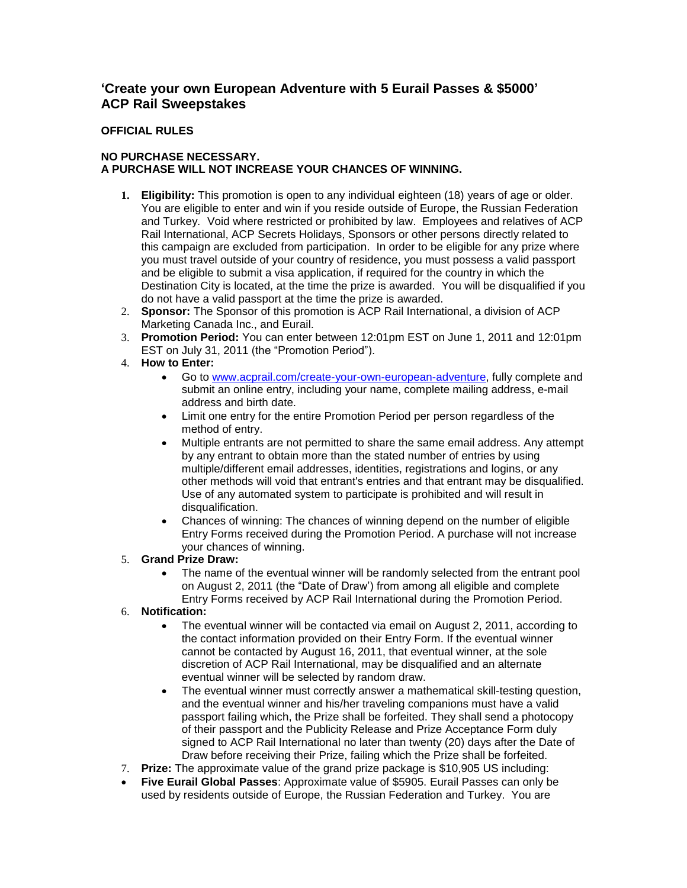## 'Create your own European Adventure with 5 Eurail Passes & $5000' ACP Rail Sweepstakes

**OFFICIAL RULES**

**NO PURCHASE NECESSARY.**
**A PURCHASE WILL NOT INCREASE YOUR CHANCES OF WINNING.**

1. **Eligibility:** This promotion is open to any individual eighteen (18) years of age or older. You are eligible to enter and win if you reside outside of Europe, the Russian Federation and Turkey. Void where restricted or prohibited by law. Employees and relatives of ACP Rail International, ACP Secrets Holidays, Sponsors or other persons directly related to this campaign are excluded from participation. In order to be eligible for any prize where you must travel outside of your country of residence, you must possess a valid passport and be eligible to submit a visa application, if required for the country in which the Destination City is located, at the time the prize is awarded. You will be disqualified if you do not have a valid passport at the time the prize is awarded.
2. **Sponsor:** The Sponsor of this promotion is ACP Rail International, a division of ACP Marketing Canada Inc., and Eurail.
3. **Promotion Period:** You can enter between 12:01pm EST on June 1, 2011 and 12:01pm EST on July 31, 2011 (the "Promotion Period").
4. **How to Enter:**
   - Go to [www.acprail.com/create-your-own-european-adventure](www.acprail.com/create-your-own-european-adventure), fully complete and submit an online entry, including your name, complete mailing address, e-mail address and birth date.
   - Limit one entry for the entire Promotion Period per person regardless of the method of entry.
   - Multiple entrants are not permitted to share the same email address. Any attempt by any entrant to obtain more than the stated number of entries by using multiple/different email addresses, identities, registrations and logins, or any other methods will void that entrant's entries and that entrant may be disqualified. Use of any automated system to participate is prohibited and will result in disqualification.
   - Chances of winning: The chances of winning depend on the number of eligible Entry Forms received during the Promotion Period. A purchase will not increase your chances of winning.
5. **Grand Prize Draw:**
   - The name of the eventual winner will be randomly selected from the entrant pool on August 2, 2011 (the "Date of Draw') from among all eligible and complete Entry Forms received by ACP Rail International during the Promotion Period.
6. **Notification:**
   - The eventual winner will be contacted via email on August 2, 2011, according to the contact information provided on their Entry Form. If the eventual winner cannot be contacted by August 16, 2011, that eventual winner, at the sole discretion of ACP Rail International, may be disqualified and an alternate eventual winner will be selected by random draw.
   - The eventual winner must correctly answer a mathematical skill-testing question, and the eventual winner and his/her traveling companions must have a valid passport failing which, the Prize shall be forfeited. They shall send a photocopy of their passport and the Publicity Release and Prize Acceptance Form duly signed to ACP Rail International no later than twenty (20) days after the Date of Draw before receiving their Prize, failing which the Prize shall be forfeited.
7. **Prize:** The approximate value of the grand prize package is $10,905 US including:

- **Five Eurail Global Passes**: Approximate value of $5905. Eurail Passes can only be used by residents outside of Europe, the Russian Federation and Turkey. You are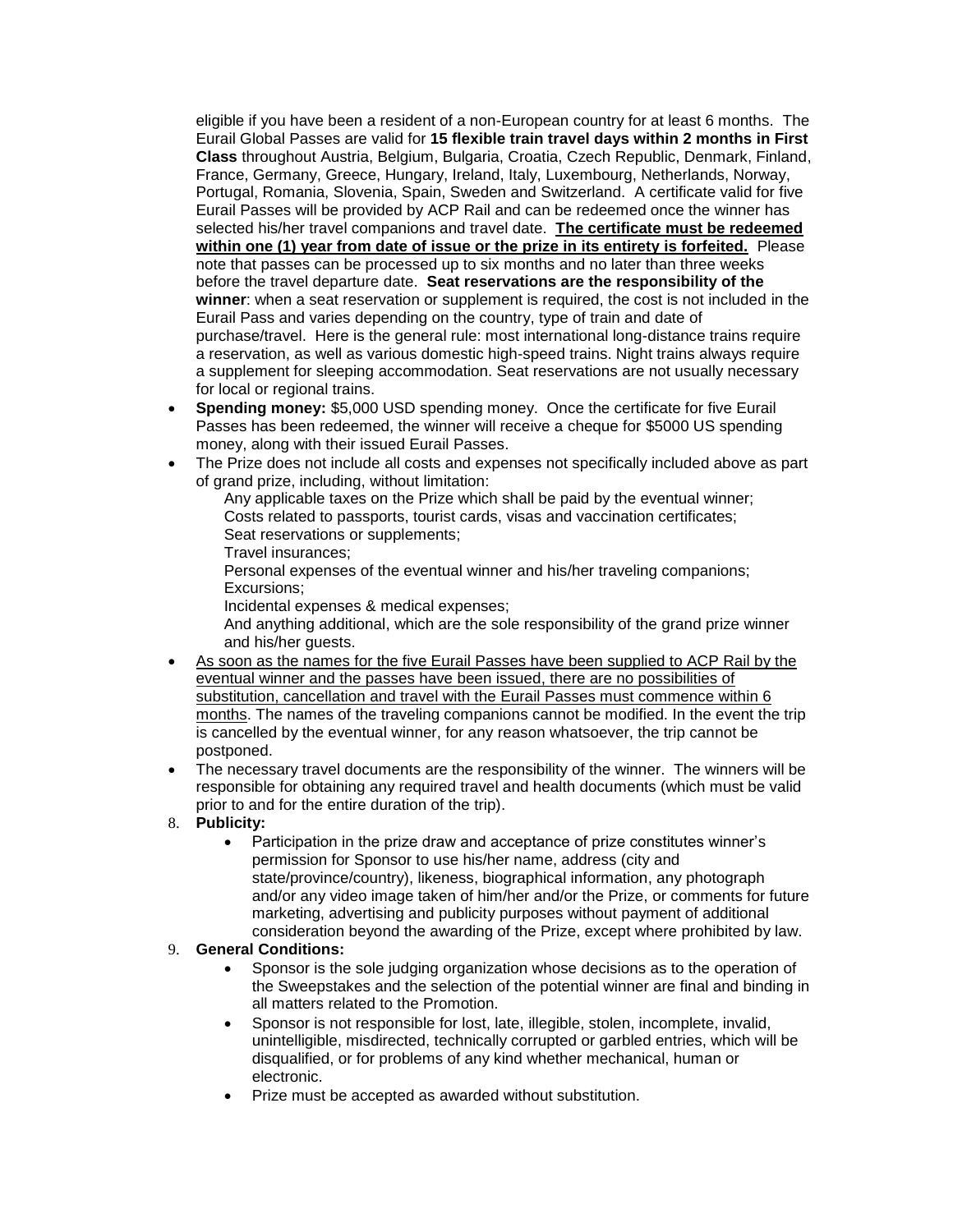eligible if you have been a resident of a non-European country for at least 6 months. The Eurail Global Passes are valid for **15 flexible train travel days within 2 months in First Class** throughout Austria, Belgium, Bulgaria, Croatia, Czech Republic, Denmark, Finland, France, Germany, Greece, Hungary, Ireland, Italy, Luxembourg, Netherlands, Norway, Portugal, Romania, Slovenia, Spain, Sweden and Switzerland. A certificate valid for five Eurail Passes will be provided by ACP Rail and can be redeemed once the winner has selected his/her travel companions and travel date. **<u>The certificate must be redeemed within one (1) year from date of issue or the prize in its entirety is forfeited.</u>** Please note that passes can be processed up to six months and no later than three weeks before the travel departure date. **Seat reservations are the responsibility of the winner**: when a seat reservation or supplement is required, the cost is not included in the Eurail Pass and varies depending on the country, type of train and date of purchase/travel. Here is the general rule: most international long-distance trains require a reservation, as well as various domestic high-speed trains. Night trains always require a supplement for sleeping accommodation. Seat reservations are not usually necessary for local or regional trains.

- **Spending money:** $5,000 USD spending money. Once the certificate for five Eurail Passes has been redeemed, the winner will receive a cheque for $5000 US spending money, along with their issued Eurail Passes.
- The Prize does not include all costs and expenses not specifically included above as part of grand prize, including, without limitation:
  Any applicable taxes on the Prize which shall be paid by the eventual winner;
  Costs related to passports, tourist cards, visas and vaccination certificates;
  Seat reservations or supplements;
  Travel insurances;
  Personal expenses of the eventual winner and his/her traveling companions;
  Excursions;
  Incidental expenses & medical expenses;
  And anything additional, which are the sole responsibility of the grand prize winner and his/her guests.
- <u>As soon as the names for the five Eurail Passes have been supplied to ACP Rail by the eventual winner and the passes have been issued, there are no possibilities of substitution, cancellation and travel with the Eurail Passes must commence within 6 months</u>. The names of the traveling companions cannot be modified. In the event the trip is cancelled by the eventual winner, for any reason whatsoever, the trip cannot be postponed.
- The necessary travel documents are the responsibility of the winner. The winners will be responsible for obtaining any required travel and health documents (which must be valid prior to and for the entire duration of the trip).

8. **Publicity:**
   - Participation in the prize draw and acceptance of prize constitutes winner's permission for Sponsor to use his/her name, address (city and state/province/country), likeness, biographical information, any photograph and/or any video image taken of him/her and/or the Prize, or comments for future marketing, advertising and publicity purposes without payment of additional consideration beyond the awarding of the Prize, except where prohibited by law.
9. **General Conditions:**
   - Sponsor is the sole judging organization whose decisions as to the operation of the Sweepstakes and the selection of the potential winner are final and binding in all matters related to the Promotion.
   - Sponsor is not responsible for lost, late, illegible, stolen, incomplete, invalid, unintelligible, misdirected, technically corrupted or garbled entries, which will be disqualified, or for problems of any kind whether mechanical, human or electronic.
   - Prize must be accepted as awarded without substitution.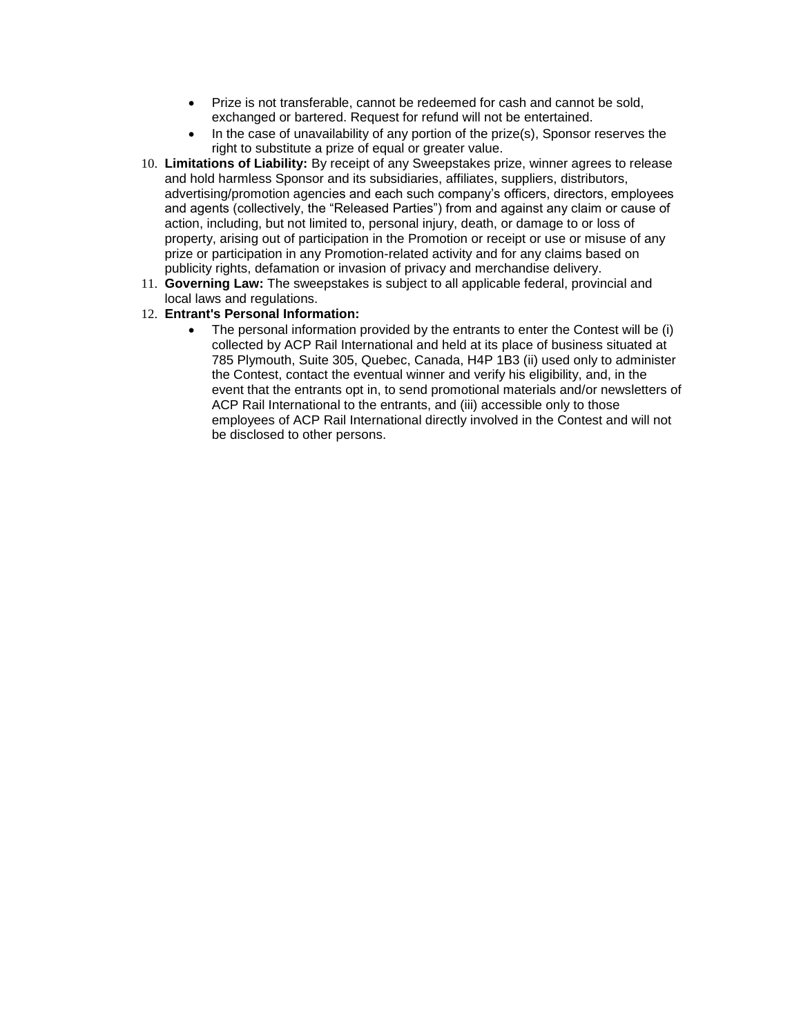- Prize is not transferable, cannot be redeemed for cash and cannot be sold, exchanged or bartered. Request for refund will not be entertained.
- In the case of unavailability of any portion of the prize(s), Sponsor reserves the right to substitute a prize of equal or greater value.

10. **Limitations of Liability:** By receipt of any Sweepstakes prize, winner agrees to release and hold harmless Sponsor and its subsidiaries, affiliates, suppliers, distributors, advertising/promotion agencies and each such company's officers, directors, employees and agents (collectively, the "Released Parties") from and against any claim or cause of action, including, but not limited to, personal injury, death, or damage to or loss of property, arising out of participation in the Promotion or receipt or use or misuse of any prize or participation in any Promotion-related activity and for any claims based on publicity rights, defamation or invasion of privacy and merchandise delivery.
11. **Governing Law:** The sweepstakes is subject to all applicable federal, provincial and local laws and regulations.
12. **Entrant's Personal Information:**
    - The personal information provided by the entrants to enter the Contest will be (i) collected by ACP Rail International and held at its place of business situated at 785 Plymouth, Suite 305, Quebec, Canada, H4P 1B3 (ii) used only to administer the Contest, contact the eventual winner and verify his eligibility, and, in the event that the entrants opt in, to send promotional materials and/or newsletters of ACP Rail International to the entrants, and (iii) accessible only to those employees of ACP Rail International directly involved in the Contest and will not be disclosed to other persons.